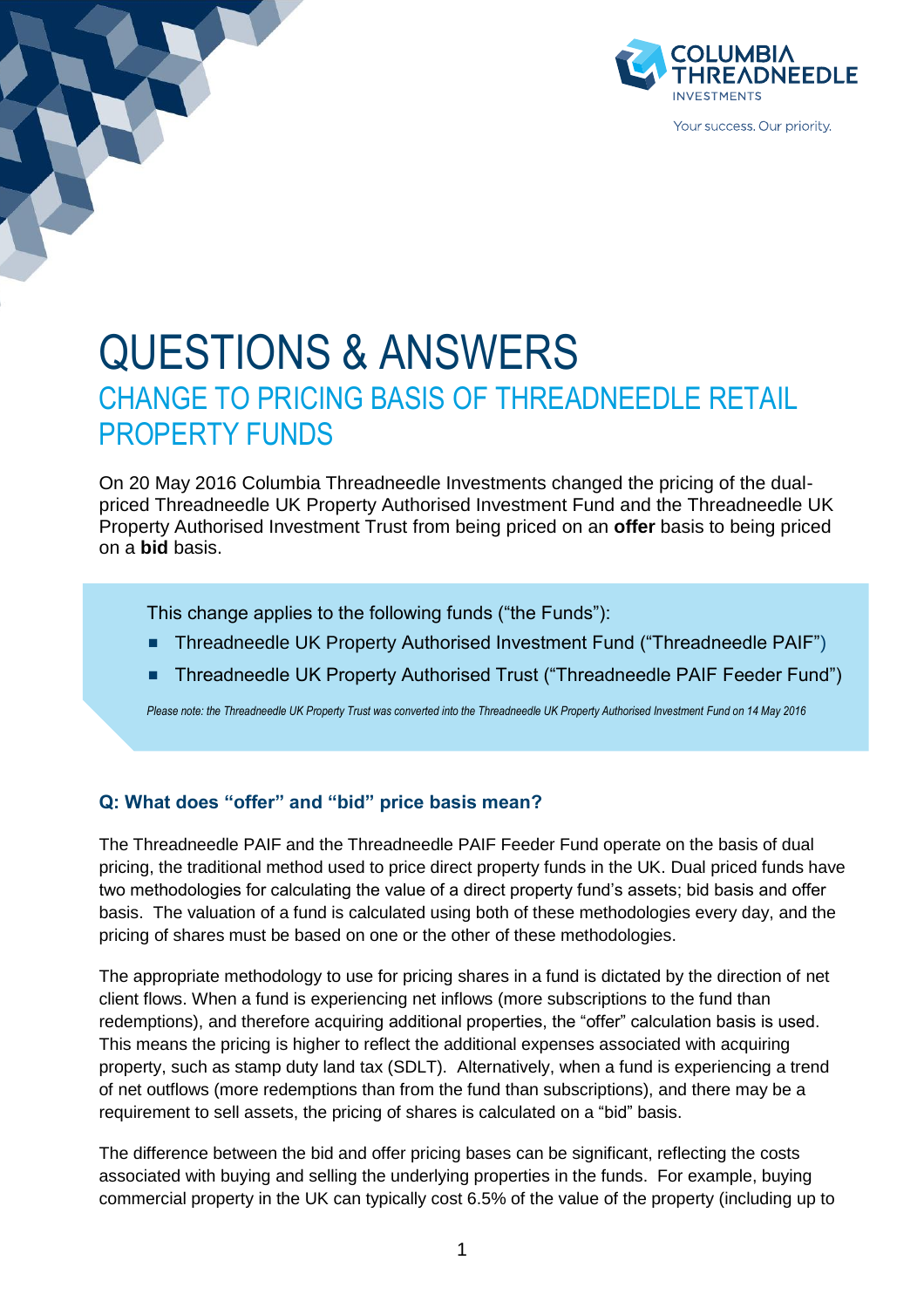# QUESTIONS & ANSWERS

## CHANGE TO PRICING BASIS OF THREADNEEDLE RETAIL PROPERTY FUNDS

On 20 May 2016 Columbia Threadneedle Investments changed the pricing of the dual-priced Threadneedle UK Property Authorised Investment Fund and the Threadneedle UK Property Authorised Investment Trust from being priced on an **offer** basis to being priced on a **bid** basis.

This change applies to the following funds ("the Funds"):

- Threadneedle UK Property Authorised Investment Fund ("Threadneedle PAIF")
- Threadneedle UK Property Authorised Trust ("Threadneedle PAIF Feeder Fund")

*Please note: the Threadneedle UK Property Trust was converted into the Threadneedle UK Property Authorised Investment Fund on 14 May 2016*

### Q: What does "offer" and "bid" price basis mean?

The Threadneedle PAIF and the Threadneedle PAIF Feeder Fund operate on the basis of dual pricing, the traditional method used to price direct property funds in the UK. Dual priced funds have two methodologies for calculating the value of a direct property fund's assets; bid basis and offer basis. The valuation of a fund is calculated using both of these methodologies every day, and the pricing of shares must be based on one or the other of these methodologies.

The appropriate methodology to use for pricing shares in a fund is dictated by the direction of net client flows. When a fund is experiencing net inflows (more subscriptions to the fund than redemptions), and therefore acquiring additional properties, the "offer" calculation basis is used. This means the pricing is higher to reflect the additional expenses associated with acquiring property, such as stamp duty land tax (SDLT). Alternatively, when a fund is experiencing a trend of net outflows (more redemptions than from the fund than subscriptions), and there may be a requirement to sell assets, the pricing of shares is calculated on a "bid" basis.

The difference between the bid and offer pricing bases can be significant, reflecting the costs associated with buying and selling the underlying properties in the funds. For example, buying commercial property in the UK can typically cost 6.5% of the value of the property (including up to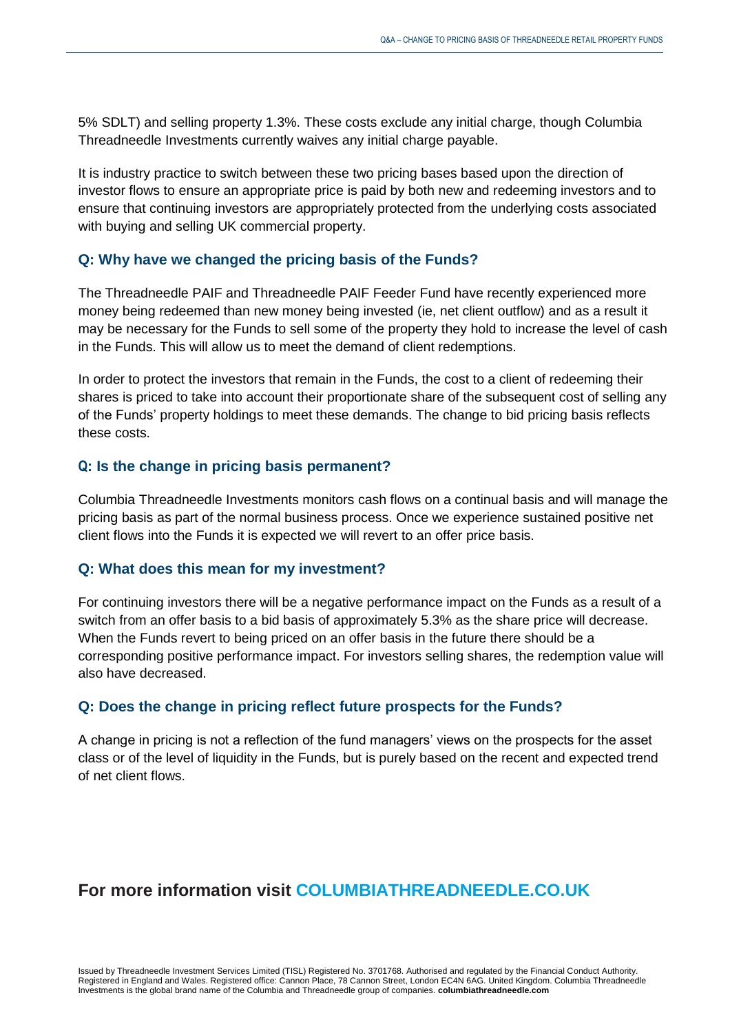5% SDLT) and selling property 1.3%. These costs exclude any initial charge, though Columbia Threadneedle Investments currently waives any initial charge payable.

It is industry practice to switch between these two pricing bases based upon the direction of investor flows to ensure an appropriate price is paid by both new and redeeming investors and to ensure that continuing investors are appropriately protected from the underlying costs associated with buying and selling UK commercial property.

### Q: Why have we changed the pricing basis of the Funds?

The Threadneedle PAIF and Threadneedle PAIF Feeder Fund have recently experienced more money being redeemed than new money being invested (ie, net client outflow) and as a result it may be necessary for the Funds to sell some of the property they hold to increase the level of cash in the Funds. This will allow us to meet the demand of client redemptions.

In order to protect the investors that remain in the Funds, the cost to a client of redeeming their shares is priced to take into account their proportionate share of the subsequent cost of selling any of the Funds' property holdings to meet these demands. The change to bid pricing basis reflects these costs.

### Q: Is the change in pricing basis permanent?

Columbia Threadneedle Investments monitors cash flows on a continual basis and will manage the pricing basis as part of the normal business process. Once we experience sustained positive net client flows into the Funds it is expected we will revert to an offer price basis.

### Q: What does this mean for my investment?

For continuing investors there will be a negative performance impact on the Funds as a result of a switch from an offer basis to a bid basis of approximately 5.3% as the share price will decrease. When the Funds revert to being priced on an offer basis in the future there should be a corresponding positive performance impact. For investors selling shares, the redemption value will also have decreased.

### Q: Does the change in pricing reflect future prospects for the Funds?

A change in pricing is not a reflection of the fund managers' views on the prospects for the asset class or of the level of liquidity in the Funds, but is purely based on the recent and expected trend of net client flows.

## For more information visit COLUMBIATHREADNEEDLE.CO.UK

Issued by Threadneedle Investment Services Limited (TISL) Registered No. 3701768. Authorised and regulated by the Financial Conduct Authority. Registered in England and Wales. Registered office: Cannon Place, 78 Cannon Street, London EC4N 6AG. United Kingdom. Columbia Threadneedle Investments is the global brand name of the Columbia and Threadneedle group of companies. **columbiathreadneedle.com**